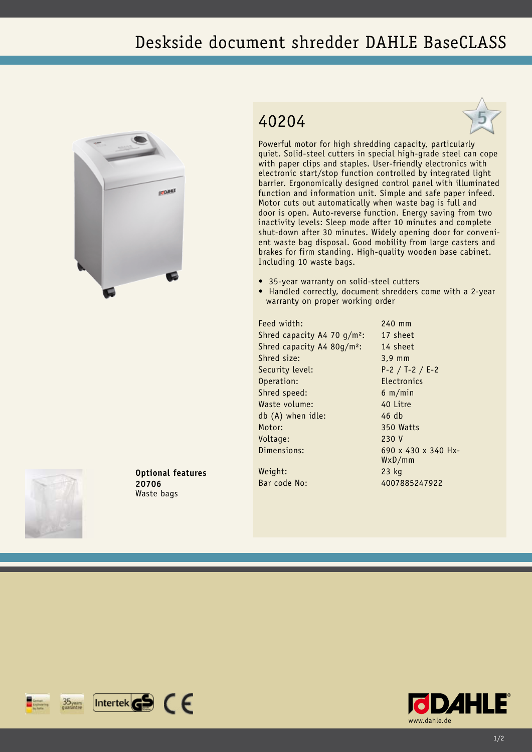# Deskside document shredder DAHLE BaseCLASS

## 40204

Powerful motor for high shredding capacity, particularly quiet. Solid-steel cutters in special high-grade steel can cope with paper clips and staples. User-friendly electronics with electronic start/stop function controlled by integrated light barrier. Ergonomically designed control panel with illuminated function and information unit. Simple and safe paper infeed. Motor cuts out automatically when waste bag is full and door is open. Auto-reverse function. Energy saving from two inactivity levels: Sleep mode after 10 minutes and complete shut-down after 30 minutes. Widely opening door for convenient waste bag disposal. Good mobility from large casters and brakes for firm standing. High-quality wooden base cabinet. Including 10 waste bags.

- 35-year warranty on solid-steel cutters
- Handled correctly, document shredders come with a 2-year warranty on proper working order

| | |
|---|---|
| Feed width: | 240 mm |
| Shred capacity A4 70 g/m²: | 17 sheet |
| Shred capacity A4 80g/m²: | 14 sheet |
| Shred size: | 3,9 mm |
| Security level: | P-2 / T-2 / E-2 |
| Operation: | Electronics |
| Shred speed: | 6 m/min |
| Waste volume: | 40 Litre |
| db (A) when idle: | 46 db |
| Motor: | 350 Watts |
| Voltage: | 230 V |
| Dimensions: | 690 x 430 x 340 Hx-WxD/mm |
| Weight: | 23 kg |
| Bar code No: | 4007885247922 |

**Optional features**
**20706**
Waste bags

www.dahle.de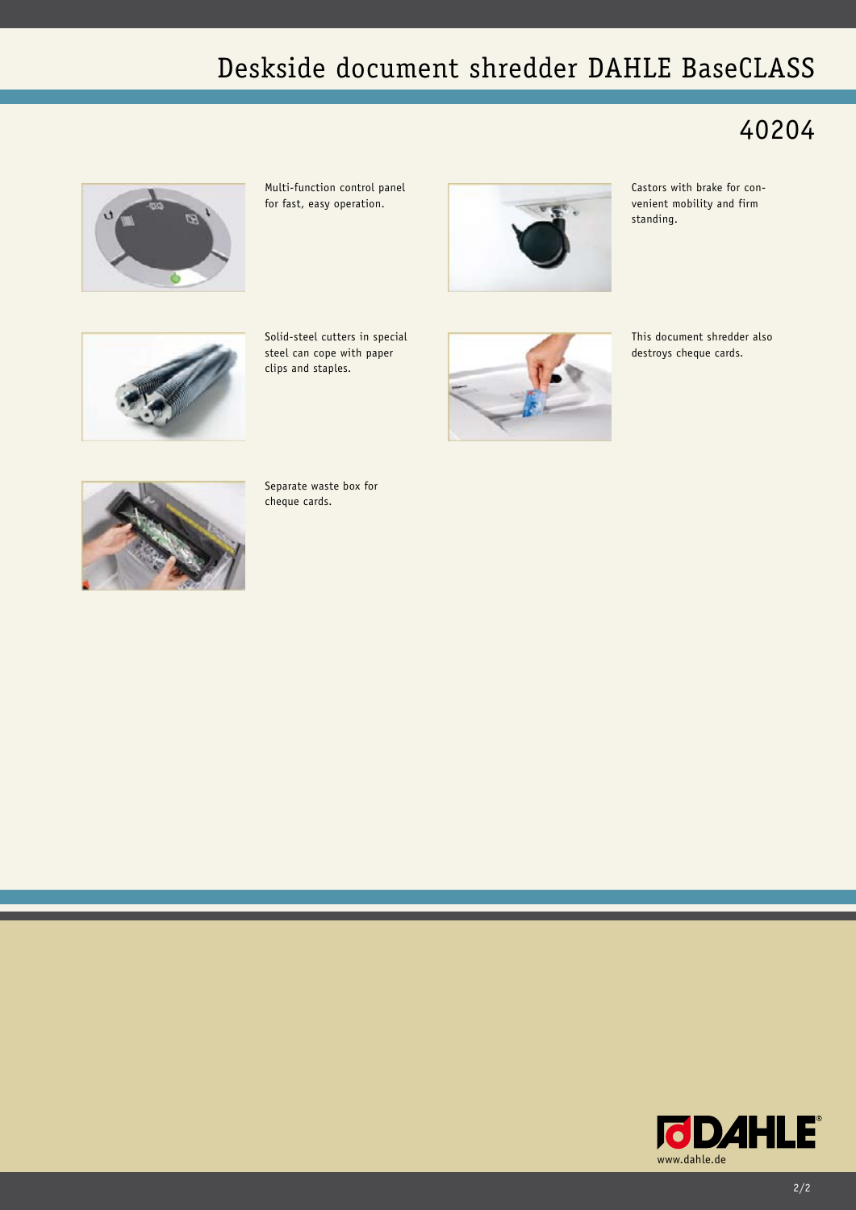# Deskside document shredder DAHLE BaseCLASS

## 40204

Multi-function control panel for fast, easy operation.

Castors with brake for convenient mobility and firm standing.

Solid-steel cutters in special steel can cope with paper clips and staples.

This document shredder also destroys cheque cards.

Separate waste box for cheque cards.

www.dahle.de